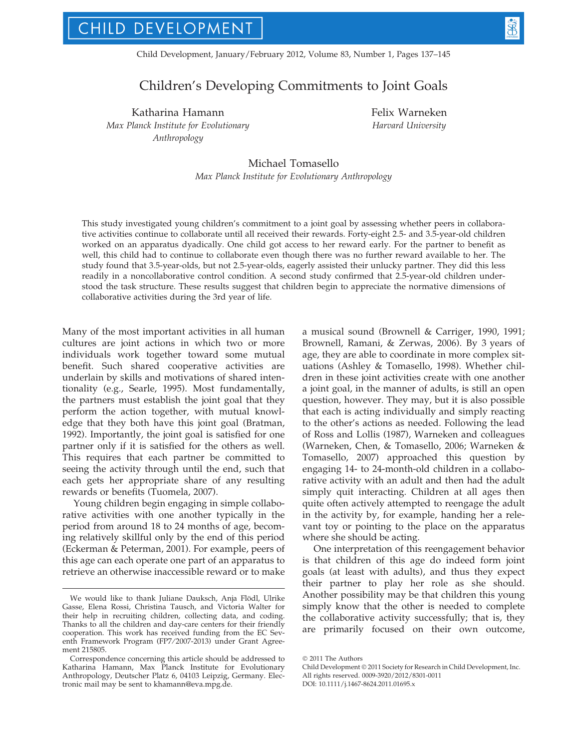# Children's Developing Commitments to Joint Goals

Katharina Hamann
*Max Planck Institute for Evolutionary Anthropology*

Felix Warneken
*Harvard University*

Michael Tomasello
*Max Planck Institute for Evolutionary Anthropology*

This study investigated young children's commitment to a joint goal by assessing whether peers in collaborative activities continue to collaborate until all received their rewards. Forty-eight 2.5- and 3.5-year-old children worked on an apparatus dyadically. One child got access to her reward early. For the partner to benefit as well, this child had to continue to collaborate even though there was no further reward available to her. The study found that 3.5-year-olds, but not 2.5-year-olds, eagerly assisted their unlucky partner. They did this less readily in a noncollaborative control condition. A second study confirmed that 2.5-year-old children understood the task structure. These results suggest that children begin to appreciate the normative dimensions of collaborative activities during the 3rd year of life.

Many of the most important activities in all human cultures are joint actions in which two or more individuals work together toward some mutual benefit. Such shared cooperative activities are underlain by skills and motivations of shared intentionality (e.g., Searle, 1995). Most fundamentally, the partners must establish the joint goal that they perform the action together, with mutual knowledge that they both have this joint goal (Bratman, 1992). Importantly, the joint goal is satisfied for one partner only if it is satisfied for the others as well. This requires that each partner be committed to seeing the activity through until the end, such that each gets her appropriate share of any resulting rewards or benefits (Tuomela, 2007).

Young children begin engaging in simple collaborative activities with one another typically in the period from around 18 to 24 months of age, becoming relatively skillful only by the end of this period (Eckerman & Peterman, 2001). For example, peers of this age can each operate one part of an apparatus to retrieve an otherwise inaccessible reward or to make a musical sound (Brownell & Carriger, 1990, 1991; Brownell, Ramani, & Zerwas, 2006). By 3 years of age, they are able to coordinate in more complex situations (Ashley & Tomasello, 1998). Whether children in these joint activities create with one another a joint goal, in the manner of adults, is still an open question, however. They may, but it is also possible that each is acting individually and simply reacting to the other's actions as needed. Following the lead of Ross and Lollis (1987), Warneken and colleagues (Warneken, Chen, & Tomasello, 2006; Warneken & Tomasello, 2007) approached this question by engaging 14- to 24-month-old children in a collaborative activity with an adult and then had the adult simply quit interacting. Children at all ages then quite often actively attempted to reengage the adult in the activity by, for example, handing her a relevant toy or pointing to the place on the apparatus where she should be acting.

One interpretation of this reengagement behavior is that children of this age do indeed form joint goals (at least with adults), and thus they expect their partner to play her role as she should. Another possibility may be that children this young simply know that the other is needed to complete the collaborative activity successfully; that is, they are primarily focused on their own outcome,

---

We would like to thank Juliane Dauksch, Anja Flödl, Ulrike Gasse, Elena Rossi, Christina Tausch, and Victoria Walter for their help in recruiting children, collecting data, and coding. Thanks to all the children and day-care centers for their friendly cooperation. This work has received funding from the EC Seventh Framework Program (FP7/2007-2013) under Grant Agreement 215805.

Correspondence concerning this article should be addressed to Katharina Hamann, Max Planck Institute for Evolutionary Anthropology, Deutscher Platz 6, 04103 Leipzig, Germany. Electronic mail may be sent to khamann@eva.mpg.de.

© 2011 The Authors
Child Development © 2011 Society for Research in Child Development, Inc.
All rights reserved. 0009-3920/2012/8301-0011
DOI: 10.1111/j.1467-8624.2011.01695.x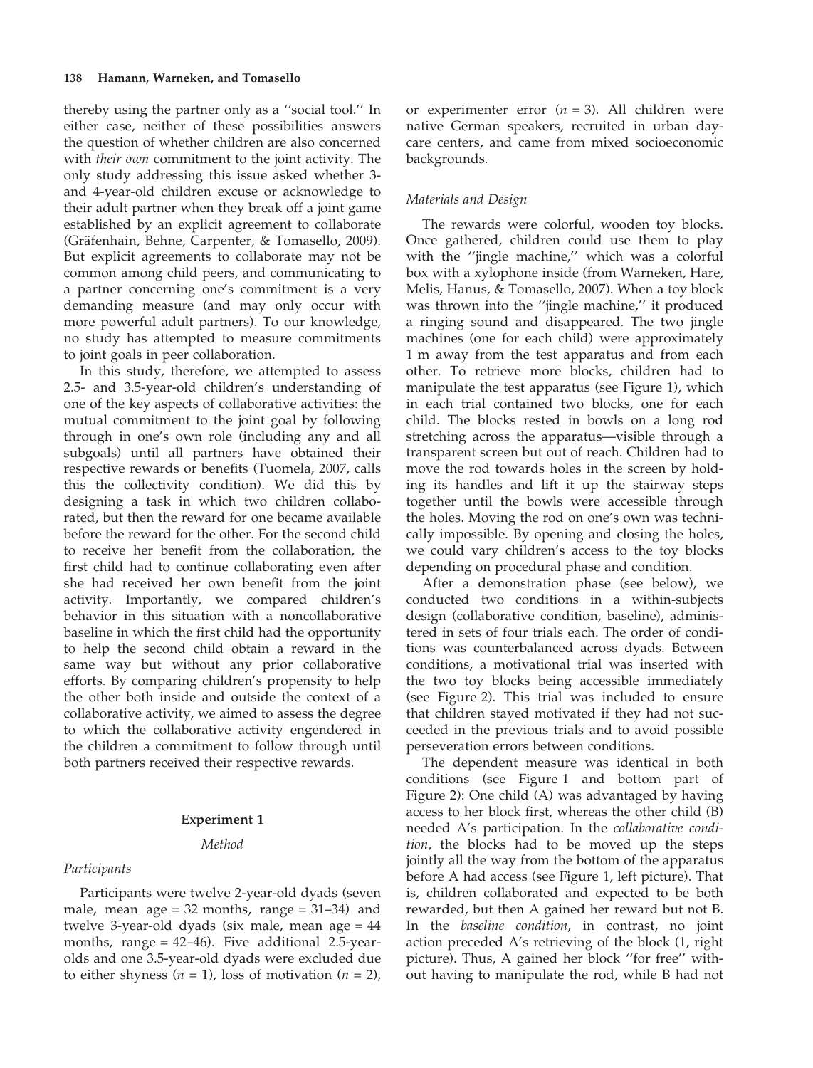thereby using the partner only as a ''social tool.'' In either case, neither of these possibilities answers the question of whether children are also concerned with *their own* commitment to the joint activity. The only study addressing this issue asked whether 3- and 4-year-old children excuse or acknowledge to their adult partner when they break off a joint game established by an explicit agreement to collaborate (Gräfenhain, Behne, Carpenter, & Tomasello, 2009). But explicit agreements to collaborate may not be common among child peers, and communicating to a partner concerning one's commitment is a very demanding measure (and may only occur with more powerful adult partners). To our knowledge, no study has attempted to measure commitments to joint goals in peer collaboration.

In this study, therefore, we attempted to assess 2.5- and 3.5-year-old children's understanding of one of the key aspects of collaborative activities: the mutual commitment to the joint goal by following through in one's own role (including any and all subgoals) until all partners have obtained their respective rewards or benefits (Tuomela, 2007, calls this the collectivity condition). We did this by designing a task in which two children collaborated, but then the reward for one became available before the reward for the other. For the second child to receive her benefit from the collaboration, the first child had to continue collaborating even after she had received her own benefit from the joint activity. Importantly, we compared children's behavior in this situation with a noncollaborative baseline in which the first child had the opportunity to help the second child obtain a reward in the same way but without any prior collaborative efforts. By comparing children's propensity to help the other both inside and outside the context of a collaborative activity, we aimed to assess the degree to which the collaborative activity engendered in the children a commitment to follow through until both partners received their respective rewards.

## Experiment 1

### Method

#### Participants

Participants were twelve 2-year-old dyads (seven male, mean age = 32 months, range = 31–34) and twelve 3-year-old dyads (six male, mean age = 44 months, range = 42–46). Five additional 2.5-year-olds and one 3.5-year-old dyads were excluded due to either shyness ($n = 1$), loss of motivation ($n = 2$), or experimenter error ($n = 3$). All children were native German speakers, recruited in urban day-care centers, and came from mixed socioeconomic backgrounds.

#### Materials and Design

The rewards were colorful, wooden toy blocks. Once gathered, children could use them to play with the ''jingle machine,'' which was a colorful box with a xylophone inside (from Warneken, Hare, Melis, Hanus, & Tomasello, 2007). When a toy block was thrown into the ''jingle machine,'' it produced a ringing sound and disappeared. The two jingle machines (one for each child) were approximately 1 m away from the test apparatus and from each other. To retrieve more blocks, children had to manipulate the test apparatus (see Figure 1), which in each trial contained two blocks, one for each child. The blocks rested in bowls on a long rod stretching across the apparatus—visible through a transparent screen but out of reach. Children had to move the rod towards holes in the screen by holding its handles and lift it up the stairway steps together until the bowls were accessible through the holes. Moving the rod on one's own was technically impossible. By opening and closing the holes, we could vary children's access to the toy blocks depending on procedural phase and condition.

After a demonstration phase (see below), we conducted two conditions in a within-subjects design (collaborative condition, baseline), administered in sets of four trials each. The order of conditions was counterbalanced across dyads. Between conditions, a motivational trial was inserted with the two toy blocks being accessible immediately (see Figure 2). This trial was included to ensure that children stayed motivated if they had not succeeded in the previous trials and to avoid possible perseveration errors between conditions.

The dependent measure was identical in both conditions (see Figure 1 and bottom part of Figure 2): One child (A) was advantaged by having access to her block first, whereas the other child (B) needed A's participation. In the *collaborative condition*, the blocks had to be moved up the steps jointly all the way from the bottom of the apparatus before A had access (see Figure 1, left picture). That is, children collaborated and expected to be both rewarded, but then A gained her reward but not B. In the *baseline condition*, in contrast, no joint action preceded A's retrieving of the block (1, right picture). Thus, A gained her block ''for free'' without having to manipulate the rod, while B had not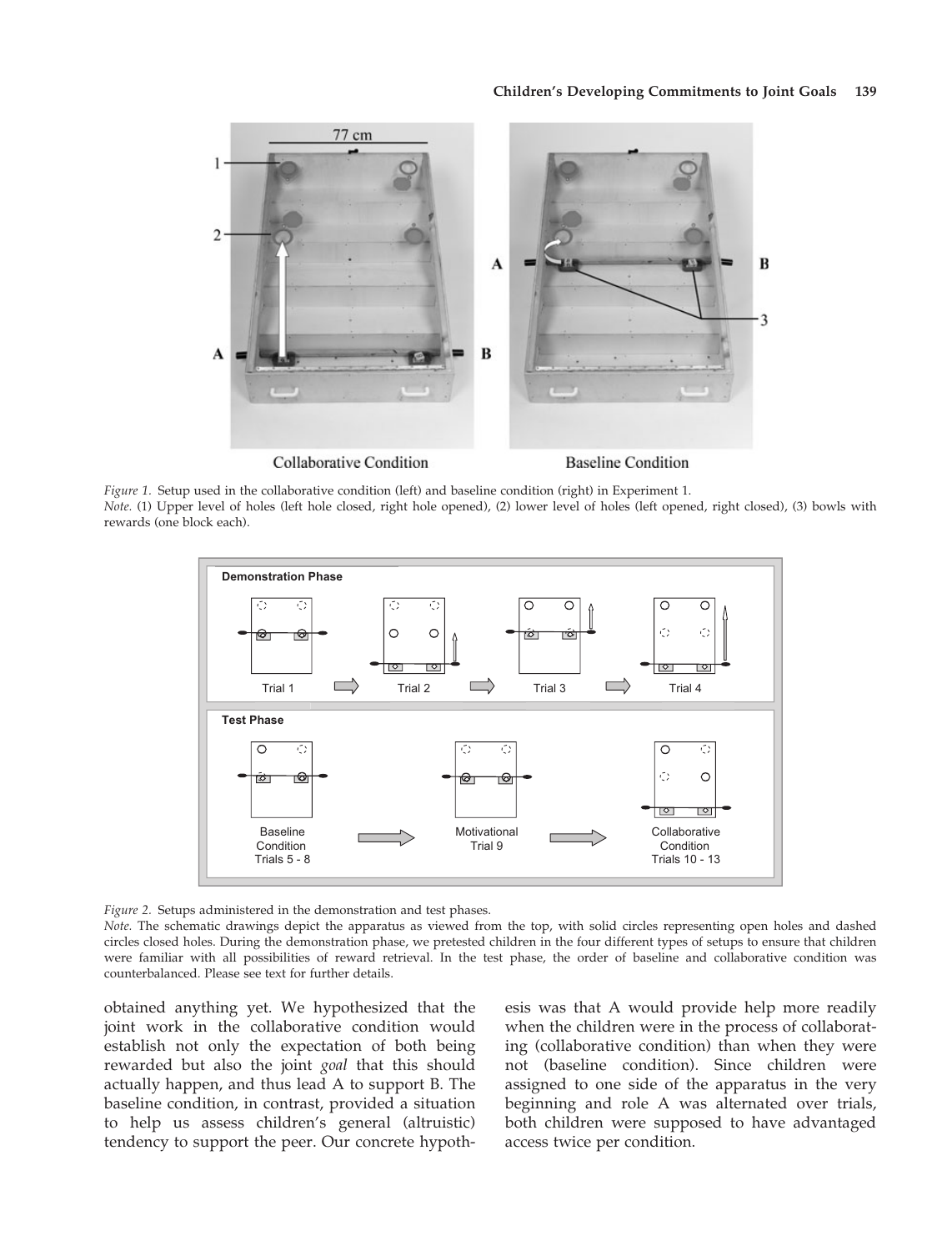Figure 1. Setup used in the collaborative condition (left) and baseline condition (right) in Experiment 1.
*Note.* (1) Upper level of holes (left hole closed, right hole opened), (2) lower level of holes (left opened, right closed), (3) bowls with rewards (one block each).

Figure 2. Setups administered in the demonstration and test phases.
*Note.* The schematic drawings depict the apparatus as viewed from the top, with solid circles representing open holes and dashed circles closed holes. During the demonstration phase, we pretested children in the four different types of setups to ensure that children were familiar with all possibilities of reward retrieval. In the test phase, the order of baseline and collaborative condition was counterbalanced. Please see text for further details.

obtained anything yet. We hypothesized that the joint work in the collaborative condition would establish not only the expectation of both being rewarded but also the joint *goal* that this should actually happen, and thus lead A to support B. The baseline condition, in contrast, provided a situation to help us assess children's general (altruistic) tendency to support the peer. Our concrete hypothesis was that A would provide help more readily when the children were in the process of collaborating (collaborative condition) than when they were not (baseline condition). Since children were assigned to one side of the apparatus in the very beginning and role A was alternated over trials, both children were supposed to have advantaged access twice per condition.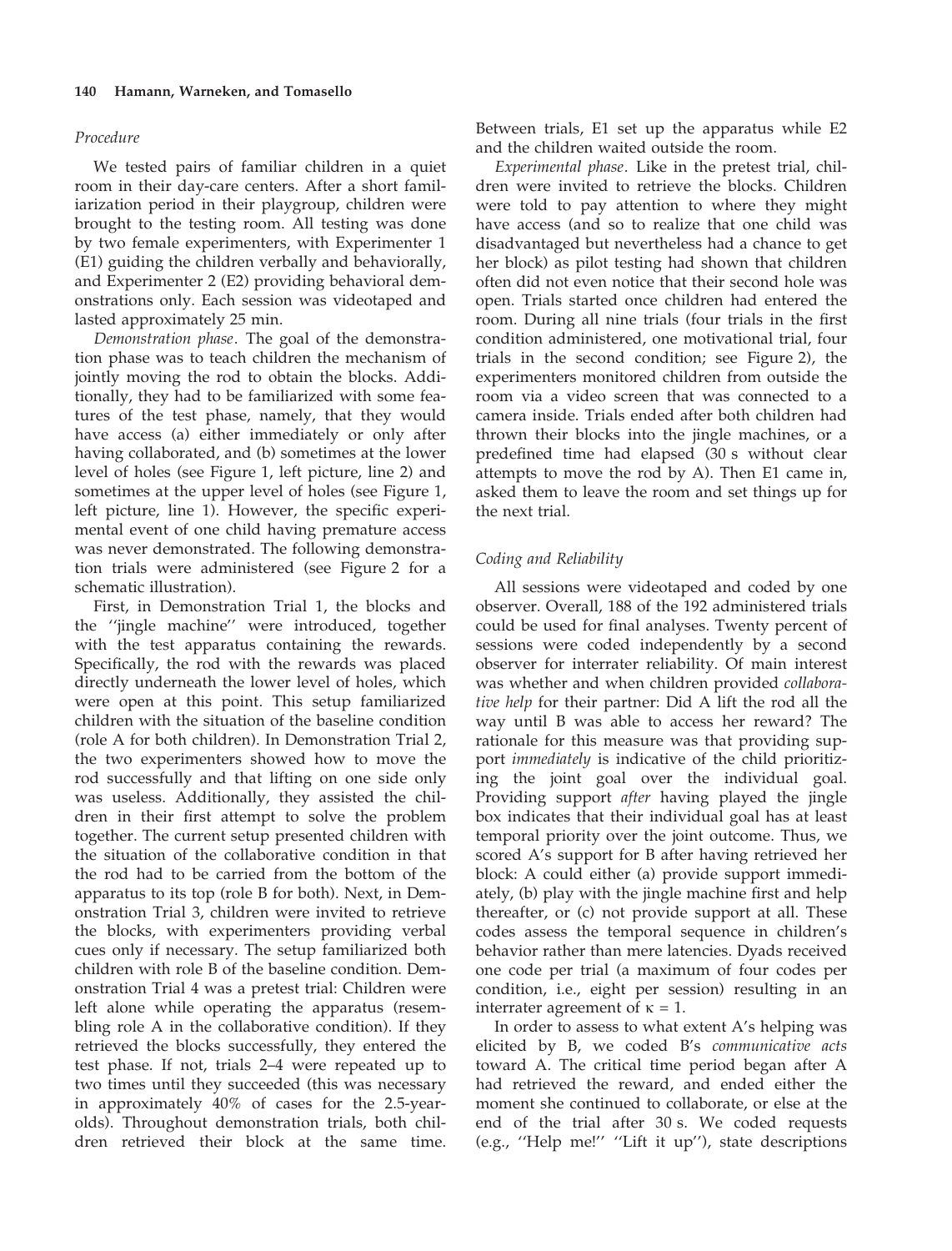### Procedure

We tested pairs of familiar children in a quiet room in their day-care centers. After a short familiarization period in their playgroup, children were brought to the testing room. All testing was done by two female experimenters, with Experimenter 1 (E1) guiding the children verbally and behaviorally, and Experimenter 2 (E2) providing behavioral demonstrations only. Each session was videotaped and lasted approximately 25 min.

*Demonstration phase*. The goal of the demonstration phase was to teach children the mechanism of jointly moving the rod to obtain the blocks. Additionally, they had to be familiarized with some features of the test phase, namely, that they would have access (a) either immediately or only after having collaborated, and (b) sometimes at the lower level of holes (see Figure 1, left picture, line 2) and sometimes at the upper level of holes (see Figure 1, left picture, line 1). However, the specific experimental event of one child having premature access was never demonstrated. The following demonstration trials were administered (see Figure 2 for a schematic illustration).

First, in Demonstration Trial 1, the blocks and the ''jingle machine'' were introduced, together with the test apparatus containing the rewards. Specifically, the rod with the rewards was placed directly underneath the lower level of holes, which were open at this point. This setup familiarized children with the situation of the baseline condition (role A for both children). In Demonstration Trial 2, the two experimenters showed how to move the rod successfully and that lifting on one side only was useless. Additionally, they assisted the children in their first attempt to solve the problem together. The current setup presented children with the situation of the collaborative condition in that the rod had to be carried from the bottom of the apparatus to its top (role B for both). Next, in Demonstration Trial 3, children were invited to retrieve the blocks, with experimenters providing verbal cues only if necessary. The setup familiarized both children with role B of the baseline condition. Demonstration Trial 4 was a pretest trial: Children were left alone while operating the apparatus (resembling role A in the collaborative condition). If they retrieved the blocks successfully, they entered the test phase. If not, trials 2–4 were repeated up to two times until they succeeded (this was necessary in approximately 40% of cases for the 2.5-year-olds). Throughout demonstration trials, both children retrieved their block at the same time. Between trials, E1 set up the apparatus while E2 and the children waited outside the room.

*Experimental phase*. Like in the pretest trial, children were invited to retrieve the blocks. Children were told to pay attention to where they might have access (and so to realize that one child was disadvantaged but nevertheless had a chance to get her block) as pilot testing had shown that children often did not even notice that their second hole was open. Trials started once children had entered the room. During all nine trials (four trials in the first condition administered, one motivational trial, four trials in the second condition; see Figure 2), the experimenters monitored children from outside the room via a video screen that was connected to a camera inside. Trials ended after both children had thrown their blocks into the jingle machines, or a predefined time had elapsed (30 s without clear attempts to move the rod by A). Then E1 came in, asked them to leave the room and set things up for the next trial.

### Coding and Reliability

All sessions were videotaped and coded by one observer. Overall, 188 of the 192 administered trials could be used for final analyses. Twenty percent of sessions were coded independently by a second observer for interrater reliability. Of main interest was whether and when children provided *collaborative help* for their partner: Did A lift the rod all the way until B was able to access her reward? The rationale for this measure was that providing support *immediately* is indicative of the child prioritizing the joint goal over the individual goal. Providing support *after* having played the jingle box indicates that their individual goal has at least temporal priority over the joint outcome. Thus, we scored A's support for B after having retrieved her block: A could either (a) provide support immediately, (b) play with the jingle machine first and help thereafter, or (c) not provide support at all. These codes assess the temporal sequence in children's behavior rather than mere latencies. Dyads received one code per trial (a maximum of four codes per condition, i.e., eight per session) resulting in an interrater agreement of $\kappa = 1$.

In order to assess to what extent A's helping was elicited by B, we coded B's *communicative acts* toward A. The critical time period began after A had retrieved the reward, and ended either the moment she continued to collaborate, or else at the end of the trial after 30 s. We coded requests (e.g., ''Help me!'' ''Lift it up''), state descriptions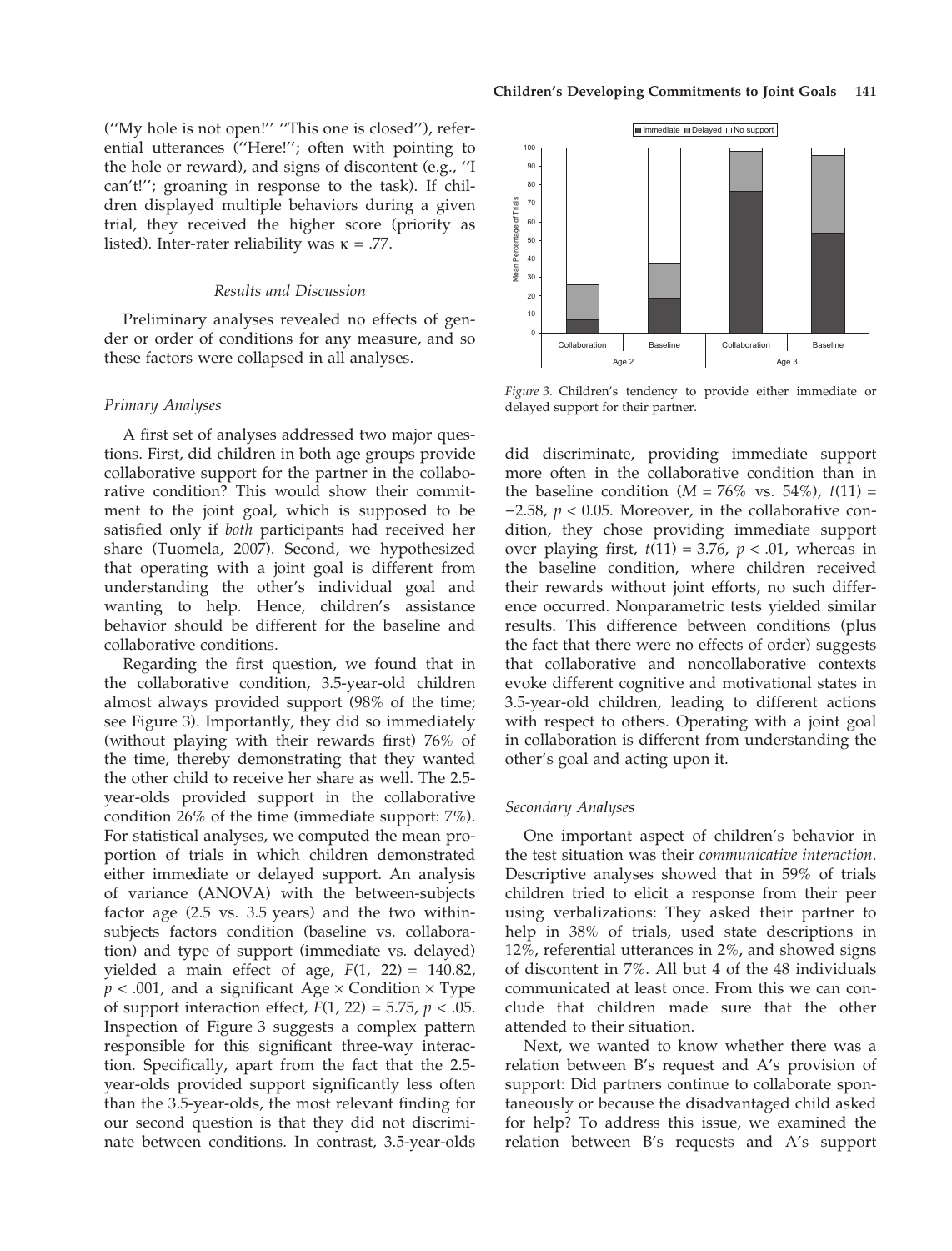(''My hole is not open!'' ''This one is closed''), referential utterances (''Here!''; often with pointing to the hole or reward), and signs of discontent (e.g., ''I can't!''; groaning in response to the task). If children displayed multiple behaviors during a given trial, they received the higher score (priority as listed). Inter-rater reliability was $\kappa = .77$.

### Results and Discussion

Preliminary analyses revealed no effects of gender or order of conditions for any measure, and so these factors were collapsed in all analyses.

#### Primary Analyses

A first set of analyses addressed two major questions. First, did children in both age groups provide collaborative support for the partner in the collaborative condition? This would show their commitment to the joint goal, which is supposed to be satisfied only if *both* participants had received her share (Tuomela, 2007). Second, we hypothesized that operating with a joint goal is different from understanding the other's individual goal and wanting to help. Hence, children's assistance behavior should be different for the baseline and collaborative conditions.

Regarding the first question, we found that in the collaborative condition, 3.5-year-old children almost always provided support (98% of the time; see Figure 3). Importantly, they did so immediately (without playing with their rewards first) 76% of the time, thereby demonstrating that they wanted the other child to receive her share as well. The 2.5-year-olds provided support in the collaborative condition 26% of the time (immediate support: 7%). For statistical analyses, we computed the mean proportion of trials in which children demonstrated either immediate or delayed support. An analysis of variance (ANOVA) with the between-subjects factor age (2.5 vs. 3.5 years) and the two within-subjects factors condition (baseline vs. collaboration) and type of support (immediate vs. delayed) yielded a main effect of age, $F(1, 22) = 140.82$, $p < .001$, and a significant Age $\times$ Condition $\times$ Type of support interaction effect, $F(1, 22) = 5.75$, $p < .05$. Inspection of Figure 3 suggests a complex pattern responsible for this significant three-way interaction. Specifically, apart from the fact that the 2.5-year-olds provided support significantly less often than the 3.5-year-olds, the most relevant finding for our second question is that they did not discriminate between conditions. In contrast, 3.5-year-olds did discriminate, providing immediate support more often in the collaborative condition than in the baseline condition ($M = 76\%$ vs. $54\%$), $t(11) = -2.58$, $p < 0.05$. Moreover, in the collaborative condition, they chose providing immediate support over playing first, $t(11) = 3.76$, $p < .01$, whereas in the baseline condition, where children received their rewards without joint efforts, no such difference occurred. Nonparametric tests yielded similar results. This difference between conditions (plus the fact that there were no effects of order) suggests that collaborative and noncollaborative contexts evoke different cognitive and motivational states in 3.5-year-old children, leading to different actions with respect to others. Operating with a joint goal in collaboration is different from understanding the other's goal and acting upon it.

*Figure 3.* Children's tendency to provide either immediate or delayed support for their partner.

#### Secondary Analyses

One important aspect of children's behavior in the test situation was their *communicative interaction*. Descriptive analyses showed that in 59% of trials children tried to elicit a response from their peer using verbalizations: They asked their partner to help in 38% of trials, used state descriptions in 12%, referential utterances in 2%, and showed signs of discontent in 7%. All but 4 of the 48 individuals communicated at least once. From this we can conclude that children made sure that the other attended to their situation.

Next, we wanted to know whether there was a relation between B's request and A's provision of support: Did partners continue to collaborate spontaneously or because the disadvantaged child asked for help? To address this issue, we examined the relation between B's requests and A's support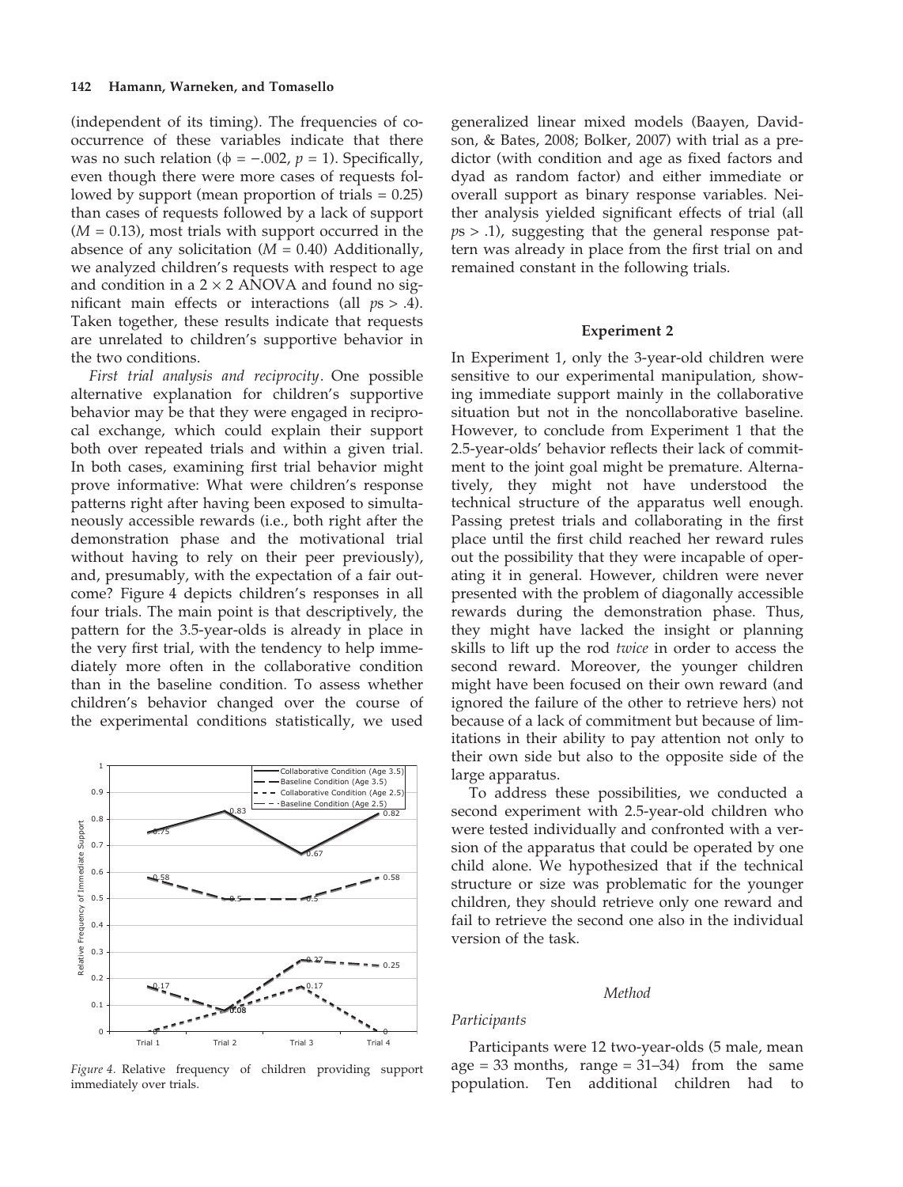(independent of its timing). The frequencies of co-occurrence of these variables indicate that there was no such relation ($\phi = -.002$, $p = 1$). Specifically, even though there were more cases of requests followed by support (mean proportion of trials = 0.25) than cases of requests followed by a lack of support ($M = 0.13$), most trials with support occurred in the absence of any solicitation ($M = 0.40$) Additionally, we analyzed children's requests with respect to age and condition in a $2 \times 2$ ANOVA and found no significant main effects or interactions (all $p$s > .4). Taken together, these results indicate that requests are unrelated to children's supportive behavior in the two conditions.

*First trial analysis and reciprocity*. One possible alternative explanation for children's supportive behavior may be that they were engaged in reciprocal exchange, which could explain their support both over repeated trials and within a given trial. In both cases, examining first trial behavior might prove informative: What were children's response patterns right after having been exposed to simultaneously accessible rewards (i.e., both right after the demonstration phase and the motivational trial without having to rely on their peer previously), and, presumably, with the expectation of a fair outcome? Figure 4 depicts children's responses in all four trials. The main point is that descriptively, the pattern for the 3.5-year-olds is already in place in the very first trial, with the tendency to help immediately more often in the collaborative condition than in the baseline condition. To assess whether children's behavior changed over the course of the experimental conditions statistically, we used generalized linear mixed models (Baayen, Davidson, & Bates, 2008; Bolker, 2007) with trial as a predictor (with condition and age as fixed factors and dyad as random factor) and either immediate or overall support as binary response variables. Neither analysis yielded significant effects of trial (all $p$s > .1), suggesting that the general response pattern was already in place from the first trial on and remained constant in the following trials.

*Figure 4*. Relative frequency of children providing support immediately over trials.

## Experiment 2

In Experiment 1, only the 3-year-old children were sensitive to our experimental manipulation, showing immediate support mainly in the collaborative situation but not in the noncollaborative baseline. However, to conclude from Experiment 1 that the 2.5-year-olds' behavior reflects their lack of commitment to the joint goal might be premature. Alternatively, they might not have understood the technical structure of the apparatus well enough. Passing pretest trials and collaborating in the first place until the first child reached her reward rules out the possibility that they were incapable of operating it in general. However, children were never presented with the problem of diagonally accessible rewards during the demonstration phase. Thus, they might have lacked the insight or planning skills to lift up the rod *twice* in order to access the second reward. Moreover, the younger children might have been focused on their own reward (and ignored the failure of the other to retrieve hers) not because of a lack of commitment but because of limitations in their ability to pay attention not only to their own side but also to the opposite side of the large apparatus.

To address these possibilities, we conducted a second experiment with 2.5-year-old children who were tested individually and confronted with a version of the apparatus that could be operated by one child alone. We hypothesized that if the technical structure or size was problematic for the younger children, they should retrieve only one reward and fail to retrieve the second one also in the individual version of the task.

### *Method*

#### *Participants*

Participants were 12 two-year-olds (5 male, mean age = 33 months, range = 31–34) from the same population. Ten additional children had to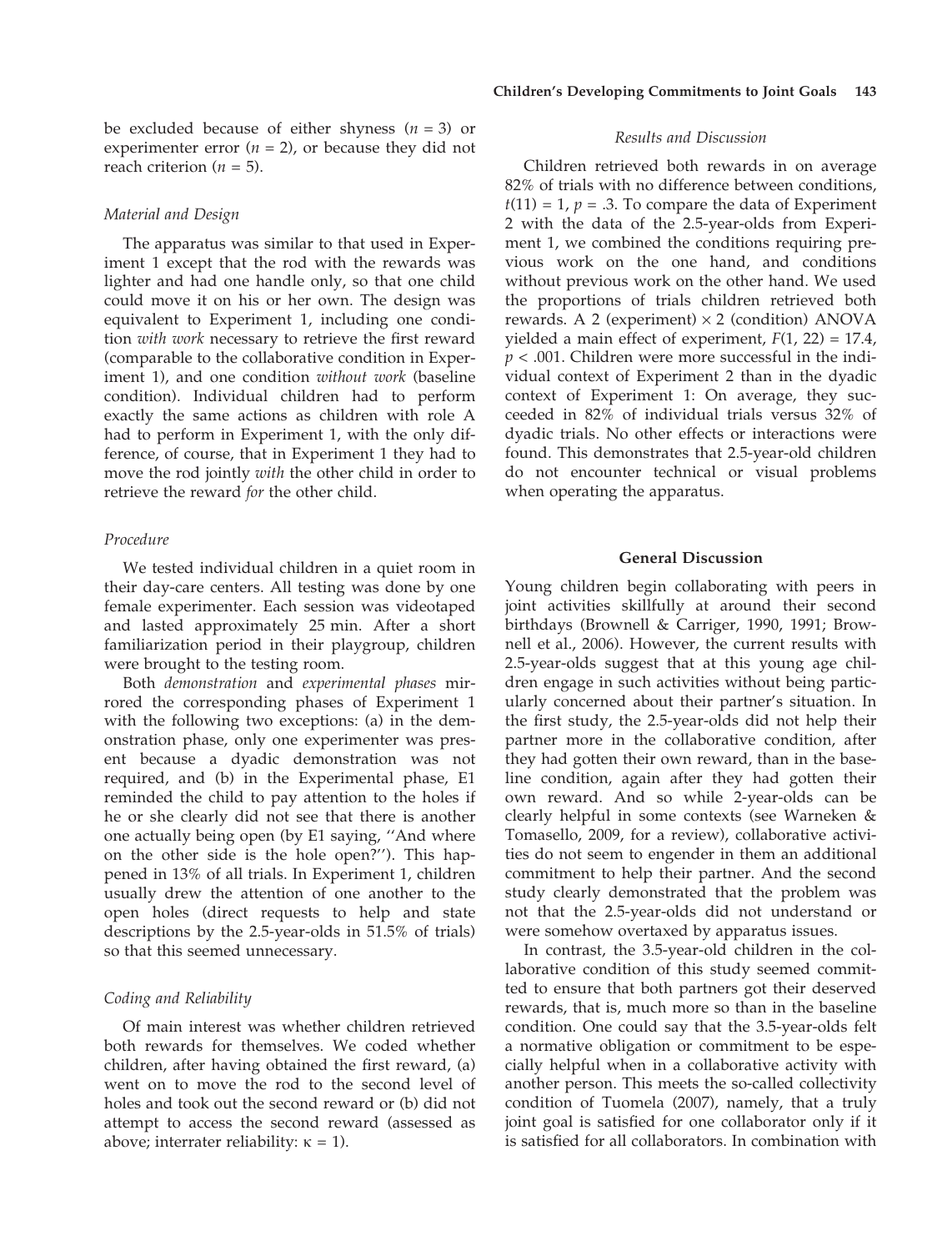be excluded because of either shyness ($n = 3$) or experimenter error ($n = 2$), or because they did not reach criterion ($n = 5$).

### Material and Design

The apparatus was similar to that used in Experiment 1 except that the rod with the rewards was lighter and had one handle only, so that one child could move it on his or her own. The design was equivalent to Experiment 1, including one condition *with work* necessary to retrieve the first reward (comparable to the collaborative condition in Experiment 1), and one condition *without work* (baseline condition). Individual children had to perform exactly the same actions as children with role A had to perform in Experiment 1, with the only difference, of course, that in Experiment 1 they had to move the rod jointly *with* the other child in order to retrieve the reward *for* the other child.

### Procedure

We tested individual children in a quiet room in their day-care centers. All testing was done by one female experimenter. Each session was videotaped and lasted approximately 25 min. After a short familiarization period in their playgroup, children were brought to the testing room.

Both *demonstration* and *experimental phases* mirrored the corresponding phases of Experiment 1 with the following two exceptions: (a) in the demonstration phase, only one experimenter was present because a dyadic demonstration was not required, and (b) in the Experimental phase, E1 reminded the child to pay attention to the holes if he or she clearly did not see that there is another one actually being open (by E1 saying, ''And where on the other side is the hole open?''). This happened in 13% of all trials. In Experiment 1, children usually drew the attention of one another to the open holes (direct requests to help and state descriptions by the 2.5-year-olds in 51.5% of trials) so that this seemed unnecessary.

### Coding and Reliability

Of main interest was whether children retrieved both rewards for themselves. We coded whether children, after having obtained the first reward, (a) went on to move the rod to the second level of holes and took out the second reward or (b) did not attempt to access the second reward (assessed as above; interrater reliability: $\kappa = 1$).

### Results and Discussion

Children retrieved both rewards in on average 82% of trials with no difference between conditions, $t(11) = 1$, $p = .3$. To compare the data of Experiment 2 with the data of the 2.5-year-olds from Experiment 1, we combined the conditions requiring previous work on the one hand, and conditions without previous work on the other hand. We used the proportions of trials children retrieved both rewards. A 2 (experiment) × 2 (condition) ANOVA yielded a main effect of experiment, $F(1, 22) = 17.4$, $p < .001$. Children were more successful in the individual context of Experiment 2 than in the dyadic context of Experiment 1: On average, they succeeded in 82% of individual trials versus 32% of dyadic trials. No other effects or interactions were found. This demonstrates that 2.5-year-old children do not encounter technical or visual problems when operating the apparatus.

## General Discussion

Young children begin collaborating with peers in joint activities skillfully at around their second birthdays (Brownell & Carriger, 1990, 1991; Brownell et al., 2006). However, the current results with 2.5-year-olds suggest that at this young age children engage in such activities without being particularly concerned about their partner's situation. In the first study, the 2.5-year-olds did not help their partner more in the collaborative condition, after they had gotten their own reward, than in the baseline condition, again after they had gotten their own reward. And so while 2-year-olds can be clearly helpful in some contexts (see Warneken & Tomasello, 2009, for a review), collaborative activities do not seem to engender in them an additional commitment to help their partner. And the second study clearly demonstrated that the problem was not that the 2.5-year-olds did not understand or were somehow overtaxed by apparatus issues.

In contrast, the 3.5-year-old children in the collaborative condition of this study seemed committed to ensure that both partners got their deserved rewards, that is, much more so than in the baseline condition. One could say that the 3.5-year-olds felt a normative obligation or commitment to be especially helpful when in a collaborative activity with another person. This meets the so-called collectivity condition of Tuomela (2007), namely, that a truly joint goal is satisfied for one collaborator only if it is satisfied for all collaborators. In combination with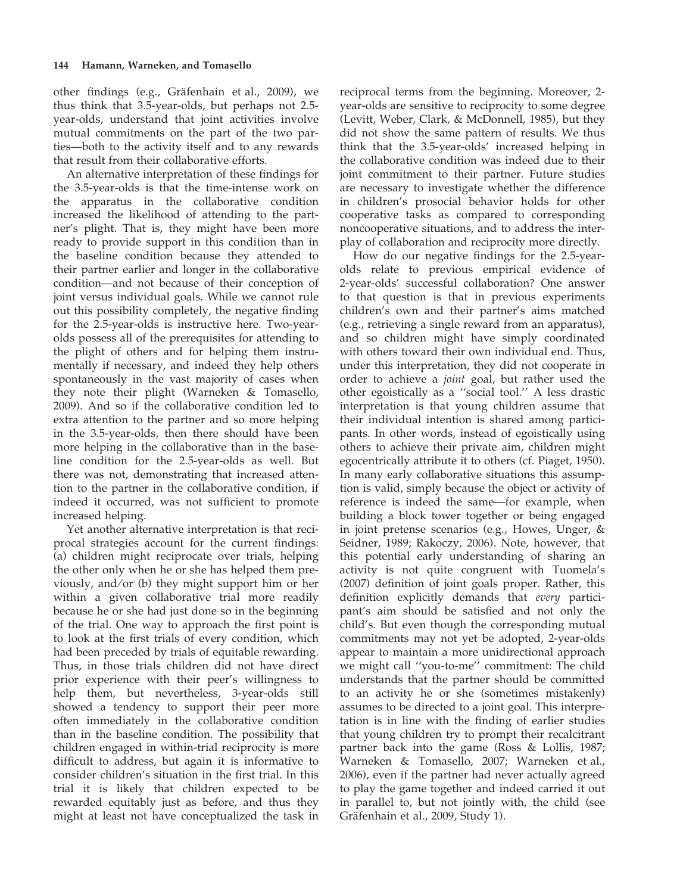other findings (e.g., Gräfenhain et al., 2009), we thus think that 3.5-year-olds, but perhaps not 2.5-year-olds, understand that joint activities involve mutual commitments on the part of the two parties—both to the activity itself and to any rewards that result from their collaborative efforts.

An alternative interpretation of these findings for the 3.5-year-olds is that the time-intense work on the apparatus in the collaborative condition increased the likelihood of attending to the partner's plight. That is, they might have been more ready to provide support in this condition than in the baseline condition because they attended to their partner earlier and longer in the collaborative condition—and not because of their conception of joint versus individual goals. While we cannot rule out this possibility completely, the negative finding for the 2.5-year-olds is instructive here. Two-year-olds possess all of the prerequisites for attending to the plight of others and for helping them instrumentally if necessary, and indeed they help others spontaneously in the vast majority of cases when they note their plight (Warneken & Tomasello, 2009). And so if the collaborative condition led to extra attention to the partner and so more helping in the 3.5-year-olds, then there should have been more helping in the collaborative than in the baseline condition for the 2.5-year-olds as well. But there was not, demonstrating that increased attention to the partner in the collaborative condition, if indeed it occurred, was not sufficient to promote increased helping.

Yet another alternative interpretation is that reciprocal strategies account for the current findings: (a) children might reciprocate over trials, helping the other only when he or she has helped them previously, and/or (b) they might support him or her within a given collaborative trial more readily because he or she had just done so in the beginning of the trial. One way to approach the first point is to look at the first trials of every condition, which had been preceded by trials of equitable rewarding. Thus, in those trials children did not have direct prior experience with their peer's willingness to help them, but nevertheless, 3-year-olds still showed a tendency to support their peer more often immediately in the collaborative condition than in the baseline condition. The possibility that children engaged in within-trial reciprocity is more difficult to address, but again it is informative to consider children's situation in the first trial. In this trial it is likely that children expected to be rewarded equitably just as before, and thus they might at least not have conceptualized the task in reciprocal terms from the beginning. Moreover, 2-year-olds are sensitive to reciprocity to some degree (Levitt, Weber, Clark, & McDonnell, 1985), but they did not show the same pattern of results. We thus think that the 3.5-year-olds' increased helping in the collaborative condition was indeed due to their joint commitment to their partner. Future studies are necessary to investigate whether the difference in children's prosocial behavior holds for other cooperative tasks as compared to corresponding noncooperative situations, and to address the interplay of collaboration and reciprocity more directly.

How do our negative findings for the 2.5-year-olds relate to previous empirical evidence of 2-year-olds' successful collaboration? One answer to that question is that in previous experiments children's own and their partner's aims matched (e.g., retrieving a single reward from an apparatus), and so children might have simply coordinated with others toward their own individual end. Thus, under this interpretation, they did not cooperate in order to achieve a *joint* goal, but rather used the other egoistically as a ''social tool.'' A less drastic interpretation is that young children assume that their individual intention is shared among participants. In other words, instead of egoistically using others to achieve their private aim, children might egocentrically attribute it to others (cf. Piaget, 1950). In many early collaborative situations this assumption is valid, simply because the object or activity of reference is indeed the same—for example, when building a block tower together or being engaged in joint pretense scenarios (e.g., Howes, Unger, & Seidner, 1989; Rakoczy, 2006). Note, however, that this potential early understanding of sharing an activity is not quite congruent with Tuomela's (2007) definition of joint goals proper. Rather, this definition explicitly demands that *every* participant's aim should be satisfied and not only the child's. But even though the corresponding mutual commitments may not yet be adopted, 2-year-olds appear to maintain a more unidirectional approach we might call ''you-to-me'' commitment: The child understands that the partner should be committed to an activity he or she (sometimes mistakenly) assumes to be directed to a joint goal. This interpretation is in line with the finding of earlier studies that young children try to prompt their recalcitrant partner back into the game (Ross & Lollis, 1987; Warneken & Tomasello, 2007; Warneken et al., 2006), even if the partner had never actually agreed to play the game together and indeed carried it out in parallel to, but not jointly with, the child (see Gräfenhain et al., 2009, Study 1).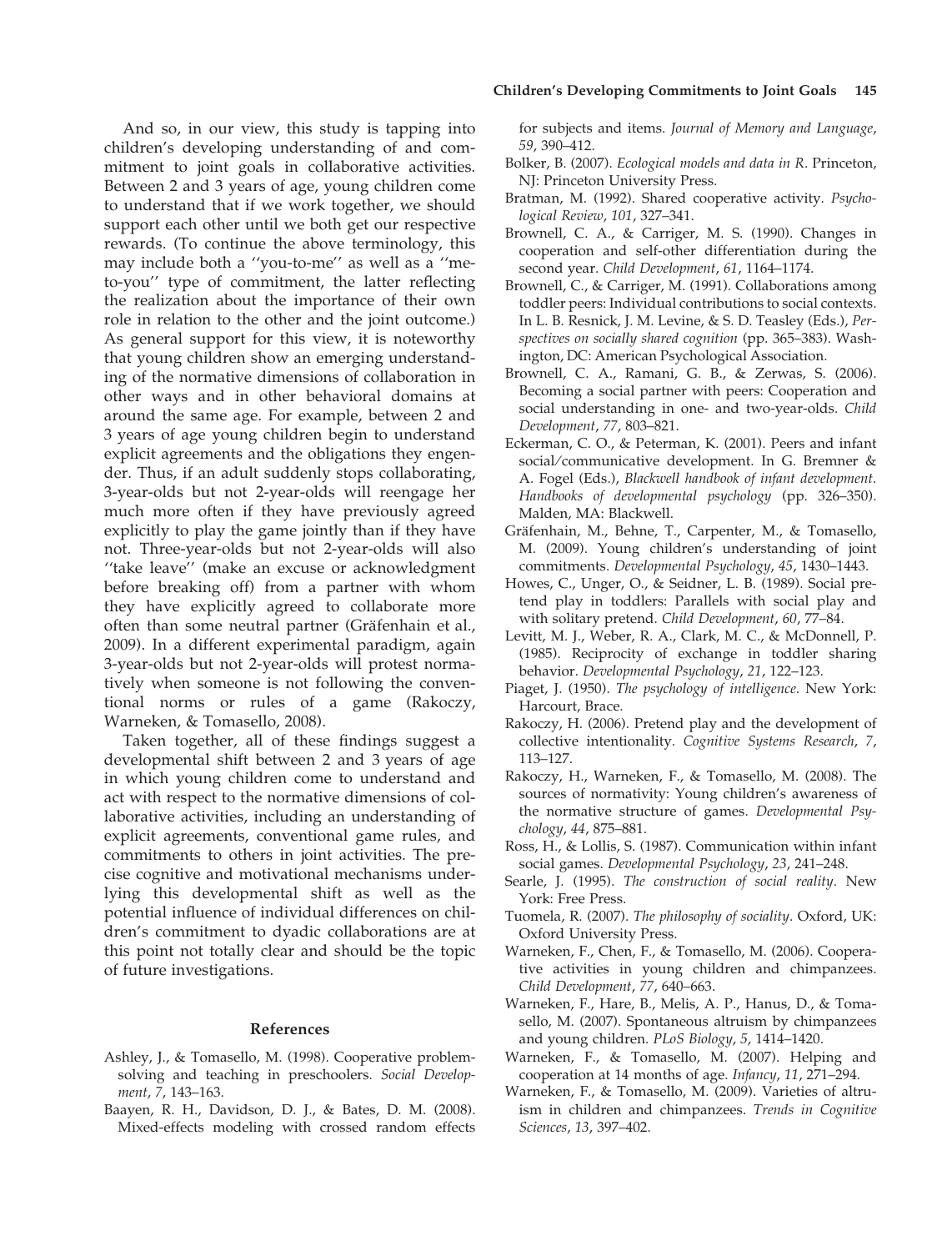And so, in our view, this study is tapping into children's developing understanding of and commitment to joint goals in collaborative activities. Between 2 and 3 years of age, young children come to understand that if we work together, we should support each other until we both get our respective rewards. (To continue the above terminology, this may include both a ''you-to-me'' as well as a ''me-to-you'' type of commitment, the latter reflecting the realization about the importance of their own role in relation to the other and the joint outcome.) As general support for this view, it is noteworthy that young children show an emerging understanding of the normative dimensions of collaboration in other ways and in other behavioral domains at around the same age. For example, between 2 and 3 years of age young children begin to understand explicit agreements and the obligations they engender. Thus, if an adult suddenly stops collaborating, 3-year-olds but not 2-year-olds will reengage her much more often if they have previously agreed explicitly to play the game jointly than if they have not. Three-year-olds but not 2-year-olds will also ''take leave'' (make an excuse or acknowledgment before breaking off) from a partner with whom they have explicitly agreed to collaborate more often than some neutral partner (Gräfenhain et al., 2009). In a different experimental paradigm, again 3-year-olds but not 2-year-olds will protest normatively when someone is not following the conventional norms or rules of a game (Rakoczy, Warneken, & Tomasello, 2008).

Taken together, all of these findings suggest a developmental shift between 2 and 3 years of age in which young children come to understand and act with respect to the normative dimensions of collaborative activities, including an understanding of explicit agreements, conventional game rules, and commitments to others in joint activities. The precise cognitive and motivational mechanisms underlying this developmental shift as well as the potential influence of individual differences on children's commitment to dyadic collaborations are at this point not totally clear and should be the topic of future investigations.

## References

Ashley, J., & Tomasello, M. (1998). Cooperative problem-solving and teaching in preschoolers. *Social Development*, *7*, 143–163.

Baayen, R. H., Davidson, D. J., & Bates, D. M. (2008). Mixed-effects modeling with crossed random effects for subjects and items. *Journal of Memory and Language*, *59*, 390–412.

Bolker, B. (2007). *Ecological models and data in R*. Princeton, NJ: Princeton University Press.

Bratman, M. (1992). Shared cooperative activity. *Psychological Review*, *101*, 327–341.

Brownell, C. A., & Carriger, M. S. (1990). Changes in cooperation and self-other differentiation during the second year. *Child Development*, *61*, 1164–1174.

Brownell, C., & Carriger, M. (1991). Collaborations among toddler peers: Individual contributions to social contexts. In L. B. Resnick, J. M. Levine, & S. D. Teasley (Eds.), *Perspectives on socially shared cognition* (pp. 365–383). Washington, DC: American Psychological Association.

Brownell, C. A., Ramani, G. B., & Zerwas, S. (2006). Becoming a social partner with peers: Cooperation and social understanding in one- and two-year-olds. *Child Development*, *77*, 803–821.

Eckerman, C. O., & Peterman, K. (2001). Peers and infant social/communicative development. In G. Bremner & A. Fogel (Eds.), *Blackwell handbook of infant development. Handbooks of developmental psychology* (pp. 326–350). Malden, MA: Blackwell.

Gräfenhain, M., Behne, T., Carpenter, M., & Tomasello, M. (2009). Young children's understanding of joint commitments. *Developmental Psychology*, *45*, 1430–1443.

Howes, C., Unger, O., & Seidner, L. B. (1989). Social pretend play in toddlers: Parallels with social play and with solitary pretend. *Child Development*, *60*, 77–84.

Levitt, M. J., Weber, R. A., Clark, M. C., & McDonnell, P. (1985). Reciprocity of exchange in toddler sharing behavior. *Developmental Psychology*, *21*, 122–123.

Piaget, J. (1950). *The psychology of intelligence*. New York: Harcourt, Brace.

Rakoczy, H. (2006). Pretend play and the development of collective intentionality. *Cognitive Systems Research*, *7*, 113–127.

Rakoczy, H., Warneken, F., & Tomasello, M. (2008). The sources of normativity: Young children's awareness of the normative structure of games. *Developmental Psychology*, *44*, 875–881.

Ross, H., & Lollis, S. (1987). Communication within infant social games. *Developmental Psychology*, *23*, 241–248.

Searle, J. (1995). *The construction of social reality*. New York: Free Press.

Tuomela, R. (2007). *The philosophy of sociality*. Oxford, UK: Oxford University Press.

Warneken, F., Chen, F., & Tomasello, M. (2006). Cooperative activities in young children and chimpanzees. *Child Development*, *77*, 640–663.

Warneken, F., Hare, B., Melis, A. P., Hanus, D., & Tomasello, M. (2007). Spontaneous altruism by chimpanzees and young children. *PLoS Biology*, *5*, 1414–1420.

Warneken, F., & Tomasello, M. (2007). Helping and cooperation at 14 months of age. *Infancy*, *11*, 271–294.

Warneken, F., & Tomasello, M. (2009). Varieties of altruism in children and chimpanzees. *Trends in Cognitive Sciences*, *13*, 397–402.